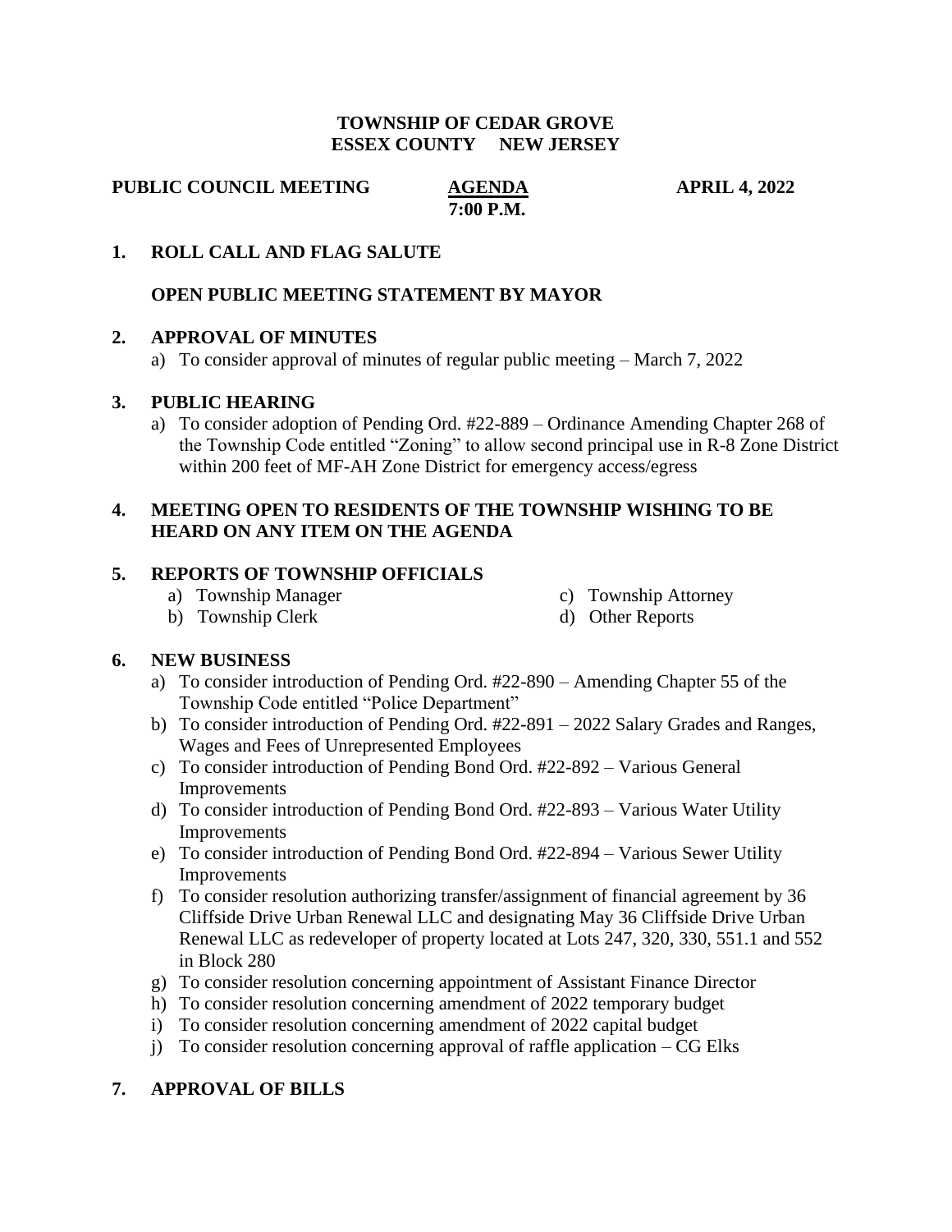**TOWNSHIP OF CEDAR GROVE**
**ESSEX COUNTY NEW JERSEY**

**PUBLIC COUNCIL MEETING** **AGENDA** **APRIL 4, 2022**
**7:00 P.M.**

## 1. ROLL CALL AND FLAG SALUTE

**OPEN PUBLIC MEETING STATEMENT BY MAYOR**

## 2. APPROVAL OF MINUTES

a) To consider approval of minutes of regular public meeting – March 7, 2022

## 3. PUBLIC HEARING

a) To consider adoption of Pending Ord. #22-889 – Ordinance Amending Chapter 268 of the Township Code entitled "Zoning" to allow second principal use in R-8 Zone District within 200 feet of MF-AH Zone District for emergency access/egress

## 4. MEETING OPEN TO RESIDENTS OF THE TOWNSHIP WISHING TO BE HEARD ON ANY ITEM ON THE AGENDA

## 5. REPORTS OF TOWNSHIP OFFICIALS

a) Township Manager
b) Township Clerk
c) Township Attorney
d) Other Reports

## 6. NEW BUSINESS

a) To consider introduction of Pending Ord. #22-890 – Amending Chapter 55 of the Township Code entitled "Police Department"
b) To consider introduction of Pending Ord. #22-891 – 2022 Salary Grades and Ranges, Wages and Fees of Unrepresented Employees
c) To consider introduction of Pending Bond Ord. #22-892 – Various General Improvements
d) To consider introduction of Pending Bond Ord. #22-893 – Various Water Utility Improvements
e) To consider introduction of Pending Bond Ord. #22-894 – Various Sewer Utility Improvements
f) To consider resolution authorizing transfer/assignment of financial agreement by 36 Cliffside Drive Urban Renewal LLC and designating May 36 Cliffside Drive Urban Renewal LLC as redeveloper of property located at Lots 247, 320, 330, 551.1 and 552 in Block 280
g) To consider resolution concerning appointment of Assistant Finance Director
h) To consider resolution concerning amendment of 2022 temporary budget
i) To consider resolution concerning amendment of 2022 capital budget
j) To consider resolution concerning approval of raffle application – CG Elks

## 7. APPROVAL OF BILLS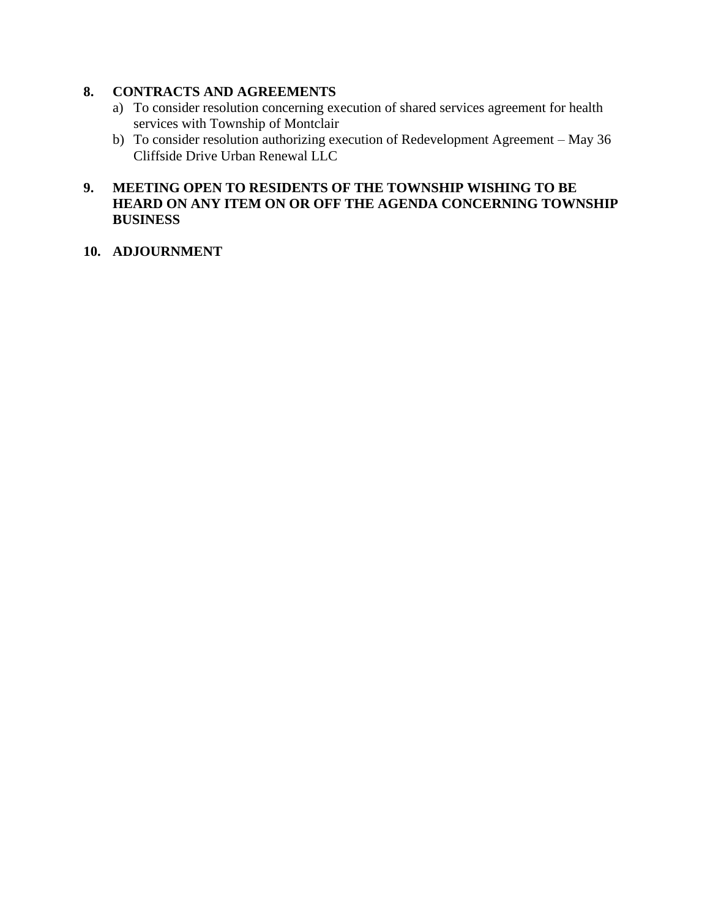**8. CONTRACTS AND AGREEMENTS**

a) To consider resolution concerning execution of shared services agreement for health services with Township of Montclair

b) To consider resolution authorizing execution of Redevelopment Agreement – May 36 Cliffside Drive Urban Renewal LLC

**9. MEETING OPEN TO RESIDENTS OF THE TOWNSHIP WISHING TO BE HEARD ON ANY ITEM ON OR OFF THE AGENDA CONCERNING TOWNSHIP BUSINESS**

**10. ADJOURNMENT**